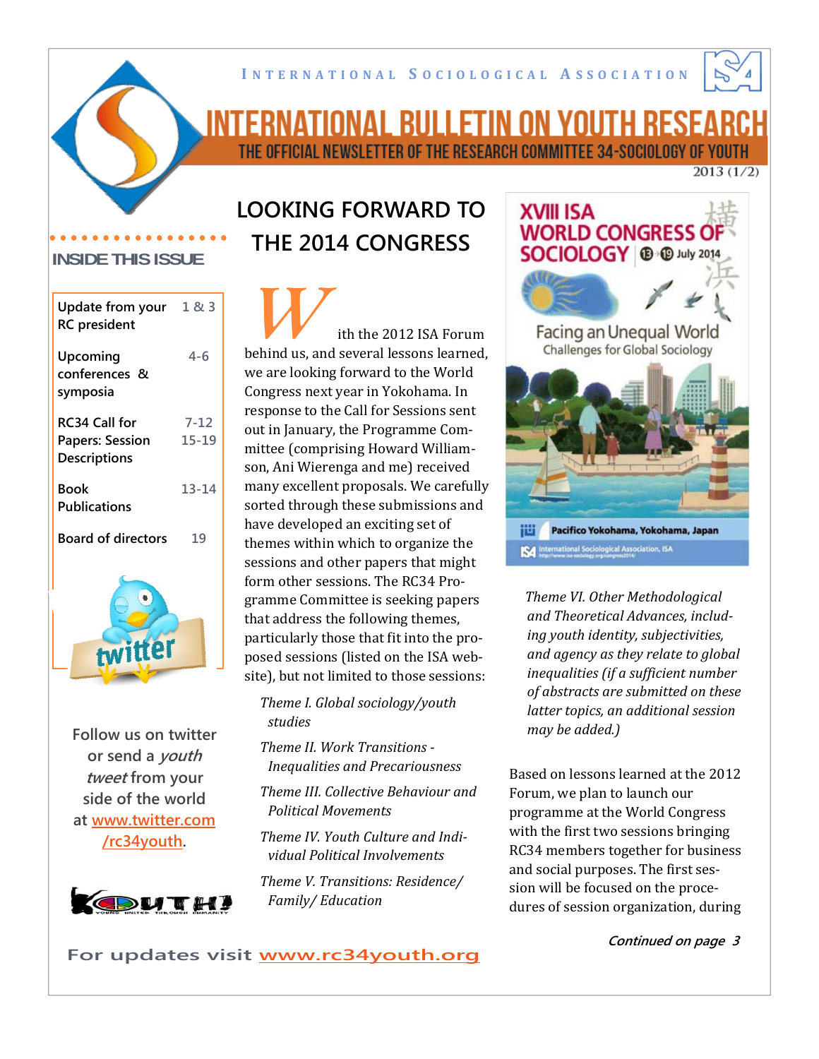INTERNATIONAL SOCIOLOGICAL ASSOCIATION

# INTERNATIONAL BULLETIN ON YOUTH RESEARCH

THE OFFICIAL NEWSLETTER OF THE RESEARCH COMMITTEE 34-SOCIOLOGY OF YOUTH

2013 (1/2)

**INSIDE THIS ISSUE**

| | |
|---|---|
| Update from your RC president | 1 & 3 |
| Upcoming conferences & symposia | 4-6 |
| RC34 Call for Papers: Session Descriptions | 7-12 15-19 |
| Book Publications | 13-14 |
| Board of directors | 19 |

Follow us on twitter or send a *youth tweet* from your side of the world at www.twitter.com/rc34youth.

## LOOKING FORWARD TO THE 2014 CONGRESS

With the 2012 ISA Forum behind us, and several lessons learned, we are looking forward to the World Congress next year in Yokohama. In response to the Call for Sessions sent out in January, the Programme Committee (comprising Howard Williamson, Ani Wierenga and me) received many excellent proposals. We carefully sorted through these submissions and have developed an exciting set of themes within which to organize the sessions and other papers that might form other sessions. The RC34 Programme Committee is seeking papers that address the following themes, particularly those that fit into the proposed sessions (listed on the ISA website), but not limited to those sessions:

*Theme I. Global sociology/youth studies*

*Theme II. Work Transitions - Inequalities and Precariousness*

*Theme III. Collective Behaviour and Political Movements*

*Theme IV. Youth Culture and Individual Political Involvements*

*Theme V. Transitions: Residence/ Family/ Education*

*Theme VI. Other Methodological and Theoretical Advances, including youth identity, subjectivities, and agency as they relate to global inequalities (if a sufficient number of abstracts are submitted on these latter topics, an additional session may be added.)*

Based on lessons learned at the 2012 Forum, we plan to launch our programme at the World Congress with the first two sessions bringing RC34 members together for business and social purposes. The first session will be focused on the procedures of session organization, during

*Continued on page 3*

For updates visit www.rc34youth.org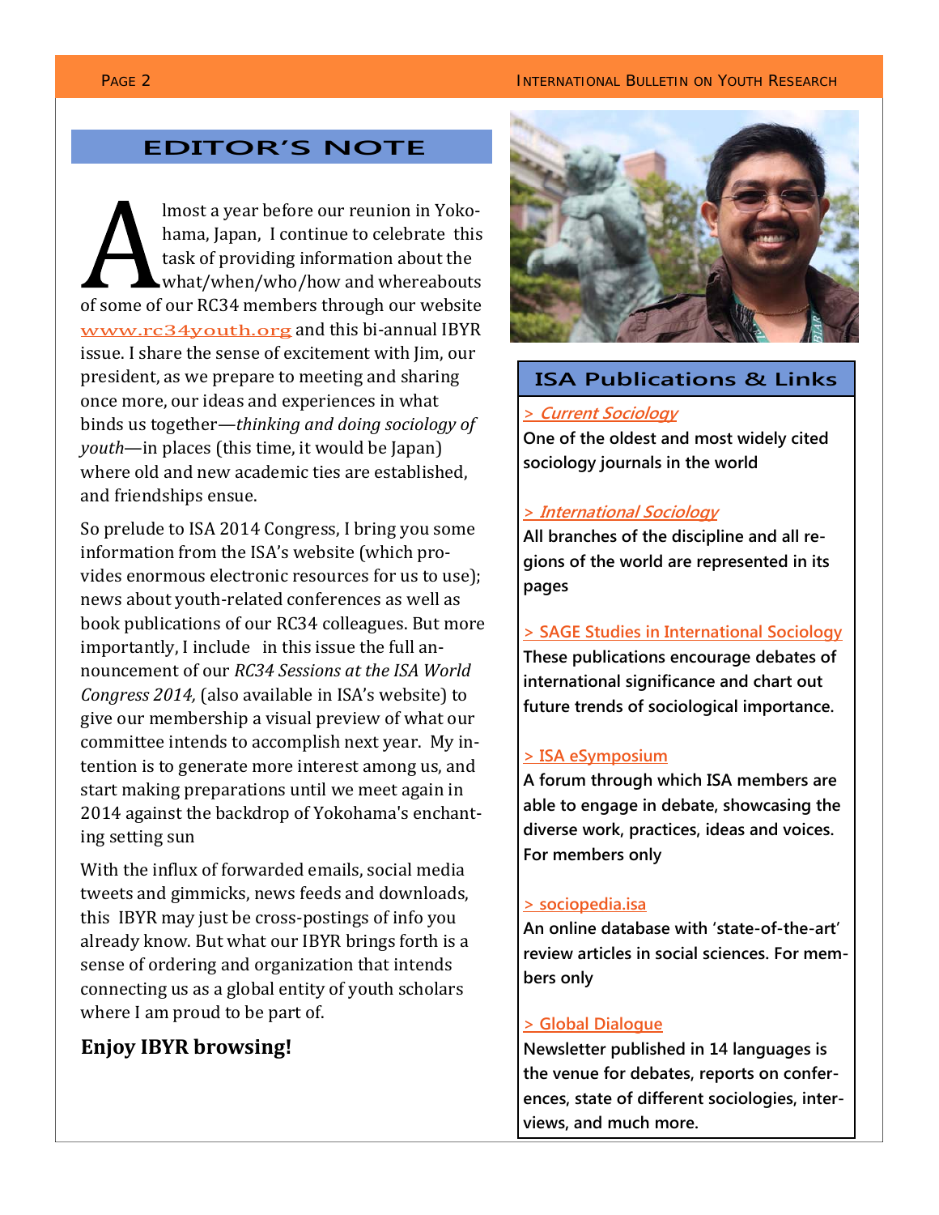## EDITOR'S NOTE

Almost a year before our reunion in Yokohama, Japan, I continue to celebrate this task of providing information about the what/when/who/how and whereabouts of some of our RC34 members through our website www.rc34youth.org and this bi-annual IBYR issue. I share the sense of excitement with Jim, our president, as we prepare to meeting and sharing once more, our ideas and experiences in what binds us together—*thinking and doing sociology of youth*—in places (this time, it would be Japan) where old and new academic ties are established, and friendships ensue.

So prelude to ISA 2014 Congress, I bring you some information from the ISA's website (which provides enormous electronic resources for us to use); news about youth-related conferences as well as book publications of our RC34 colleagues. But more importantly, I include in this issue the full announcement of our *RC34 Sessions at the ISA World Congress 2014,* (also available in ISA's website) to give our membership a visual preview of what our committee intends to accomplish next year. My intention is to generate more interest among us, and start making preparations until we meet again in 2014 against the backdrop of Yokohama's enchanting setting sun

With the influx of forwarded emails, social media tweets and gimmicks, news feeds and downloads, this IBYR may just be cross-postings of info you already know. But what our IBYR brings forth is a sense of ordering and organization that intends connecting us as a global entity of youth scholars where I am proud to be part of.

**Enjoy IBYR browsing!**

## ISA Publications & Links

*> Current Sociology*
**One of the oldest and most widely cited sociology journals in the world**

*> International Sociology*
**All branches of the discipline and all regions of the world are represented in its pages**

> SAGE Studies in International Sociology
**These publications encourage debates of international significance and chart out future trends of sociological importance.**

> ISA eSymposium
**A forum through which ISA members are able to engage in debate, showcasing the diverse work, practices, ideas and voices. For members only**

> sociopedia.isa
**An online database with 'state-of-the-art' review articles in social sciences. For members only**

> Global Dialogue
**Newsletter published in 14 languages is the venue for debates, reports on conferences, state of different sociologies, interviews, and much more.**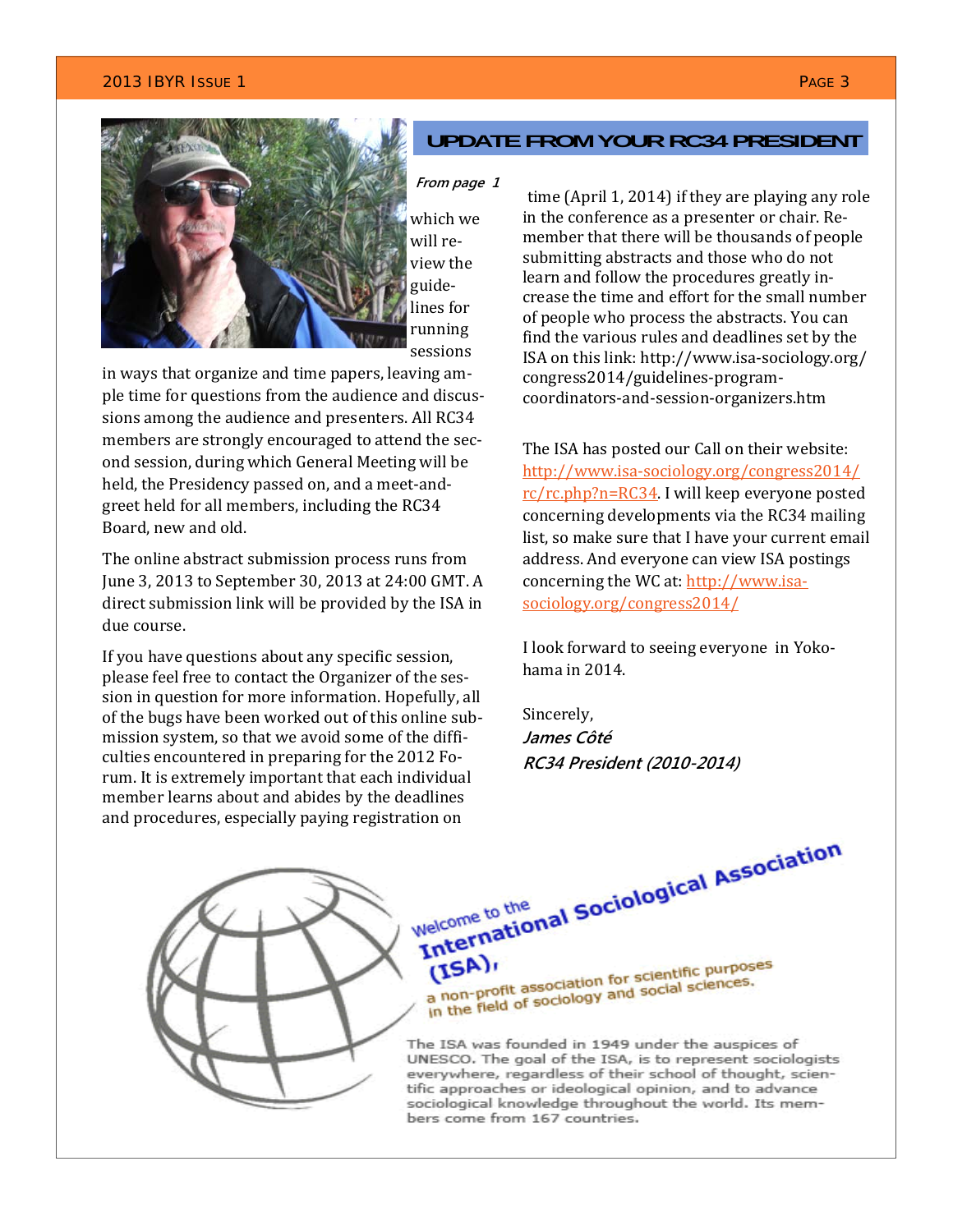## UPDATE FROM YOUR RC34 PRESIDENT

*From page 1*

which we will review the guidelines for running sessions in ways that organize and time papers, leaving ample time for questions from the audience and discussions among the audience and presenters. All RC34 members are strongly encouraged to attend the second session, during which General Meeting will be held, the Presidency passed on, and a meet-and-greet held for all members, including the RC34 Board, new and old.

The online abstract submission process runs from June 3, 2013 to September 30, 2013 at 24:00 GMT. A direct submission link will be provided by the ISA in due course.

If you have questions about any specific session, please feel free to contact the Organizer of the session in question for more information. Hopefully, all of the bugs have been worked out of this online submission system, so that we avoid some of the difficulties encountered in preparing for the 2012 Forum. It is extremely important that each individual member learns about and abides by the deadlines and procedures, especially paying registration on time (April 1, 2014) if they are playing any role in the conference as a presenter or chair. Remember that there will be thousands of people submitting abstracts and those who do not learn and follow the procedures greatly increase the time and effort for the small number of people who process the abstracts. You can find the various rules and deadlines set by the ISA on this link: http://www.isa-sociology.org/congress2014/guidelines-program-coordinators-and-session-organizers.htm

The ISA has posted our Call on their website: http://www.isa-sociology.org/congress2014/rc/rc.php?n=RC34. I will keep everyone posted concerning developments via the RC34 mailing list, so make sure that I have your current email address. And everyone can view ISA postings concerning the WC at: http://www.isa-sociology.org/congress2014/

I look forward to seeing everyone in Yokohama in 2014.

Sincerely,
***James Côté***
***RC34 President (2010-2014)***

Welcome to the **International Sociological Association (ISA),**
a non-profit association for scientific purposes in the field of sociology and social sciences.

The ISA was founded in 1949 under the auspices of UNESCO. The goal of the ISA, is to represent sociologists everywhere, regardless of their school of thought, scientific approaches or ideological opinion, and to advance sociological knowledge throughout the world. Its members come from 167 countries.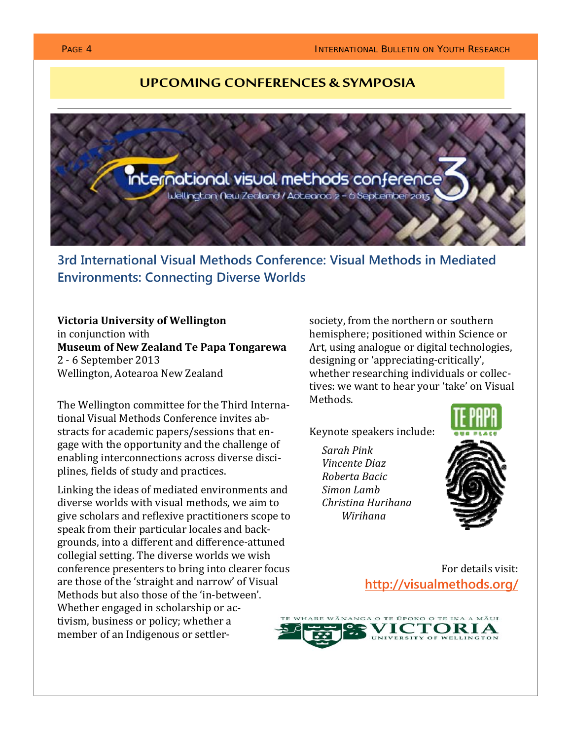## UPCOMING CONFERENCES & SYMPOSIA

international visual methods conference 3

Wellington New Zealand / Aotearoa 2 – 6 September 2013

### 3rd International Visual Methods Conference: Visual Methods in Mediated Environments: Connecting Diverse Worlds

**Victoria University of Wellington**
in conjunction with
**Museum of New Zealand Te Papa Tongarewa**
2 - 6 September 2013
Wellington, Aotearoa New Zealand

The Wellington committee for the Third International Visual Methods Conference invites abstracts for academic papers/sessions that engage with the opportunity and the challenge of enabling interconnections across diverse disciplines, fields of study and practices.

Linking the ideas of mediated environments and diverse worlds with visual methods, we aim to give scholars and reflexive practitioners scope to speak from their particular locales and backgrounds, into a different and difference-attuned collegial setting. The diverse worlds we wish conference presenters to bring into clearer focus are those of the 'straight and narrow' of Visual Methods but also those of the 'in-between'. Whether engaged in scholarship or activism, business or policy; whether a member of an Indigenous or settler-society, from the northern or southern hemisphere; positioned within Science or Art, using analogue or digital technologies, designing or 'appreciating-critically', whether researching individuals or collectives: we want to hear your 'take' on Visual Methods.

Keynote speakers include:

*Sarah Pink*
*Vincente Diaz*
*Roberta Bacic*
*Simon Lamb*
*Christina Hurihana Wirihana*

For details visit:
http://visualmethods.org/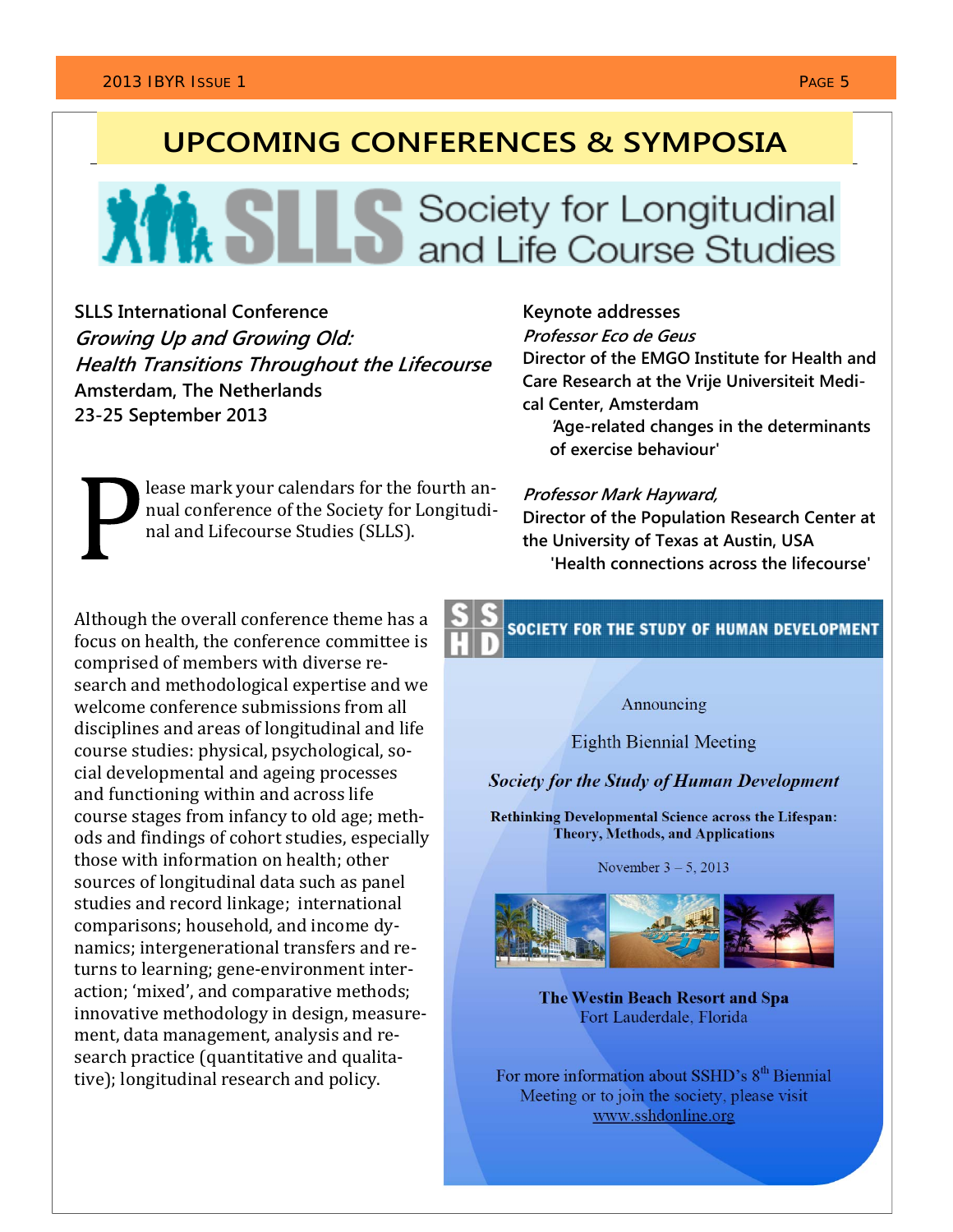# UPCOMING CONFERENCES & SYMPOSIA

## SLLS Society for Longitudinal and Life Course Studies

**SLLS International Conference**
***Growing Up and Growing Old:***
***Health Transitions Throughout the Lifecourse***
**Amsterdam, The Netherlands**
**23-25 September 2013**

Please mark your calendars for the fourth annual conference of the Society for Longitudinal and Lifecourse Studies (SLLS).

Although the overall conference theme has a focus on health, the conference committee is comprised of members with diverse research and methodological expertise and we welcome conference submissions from all disciplines and areas of longitudinal and life course studies: physical, psychological, social developmental and ageing processes and functioning within and across life course stages from infancy to old age; methods and findings of cohort studies, especially those with information on health; other sources of longitudinal data such as panel studies and record linkage; international comparisons; household, and income dynamics; intergenerational transfers and returns to learning; gene-environment interaction; 'mixed', and comparative methods; innovative methodology in design, measurement, data management, analysis and research practice (quantitative and qualitative); longitudinal research and policy.

**Keynote addresses**

***Professor Eco de Geus***
**Director of the EMGO Institute for Health and Care Research at the Vrije Universiteit Medical Center, Amsterdam**
**'Age-related changes in the determinants of exercise behaviour'**

***Professor Mark Hayward,***
**Director of the Population Research Center at the University of Texas at Austin, USA**
**'Health connections across the lifecourse'**

## SSHD SOCIETY FOR THE STUDY OF HUMAN DEVELOPMENT

Announcing

Eighth Biennial Meeting

***Society for the Study of Human Development***

**Rethinking Developmental Science across the Lifespan: Theory, Methods, and Applications**

November 3 – 5, 2013

**The Westin Beach Resort and Spa**
Fort Lauderdale, Florida

For more information about SSHD's 8th Biennial Meeting or to join the society, please visit www.sshdonline.org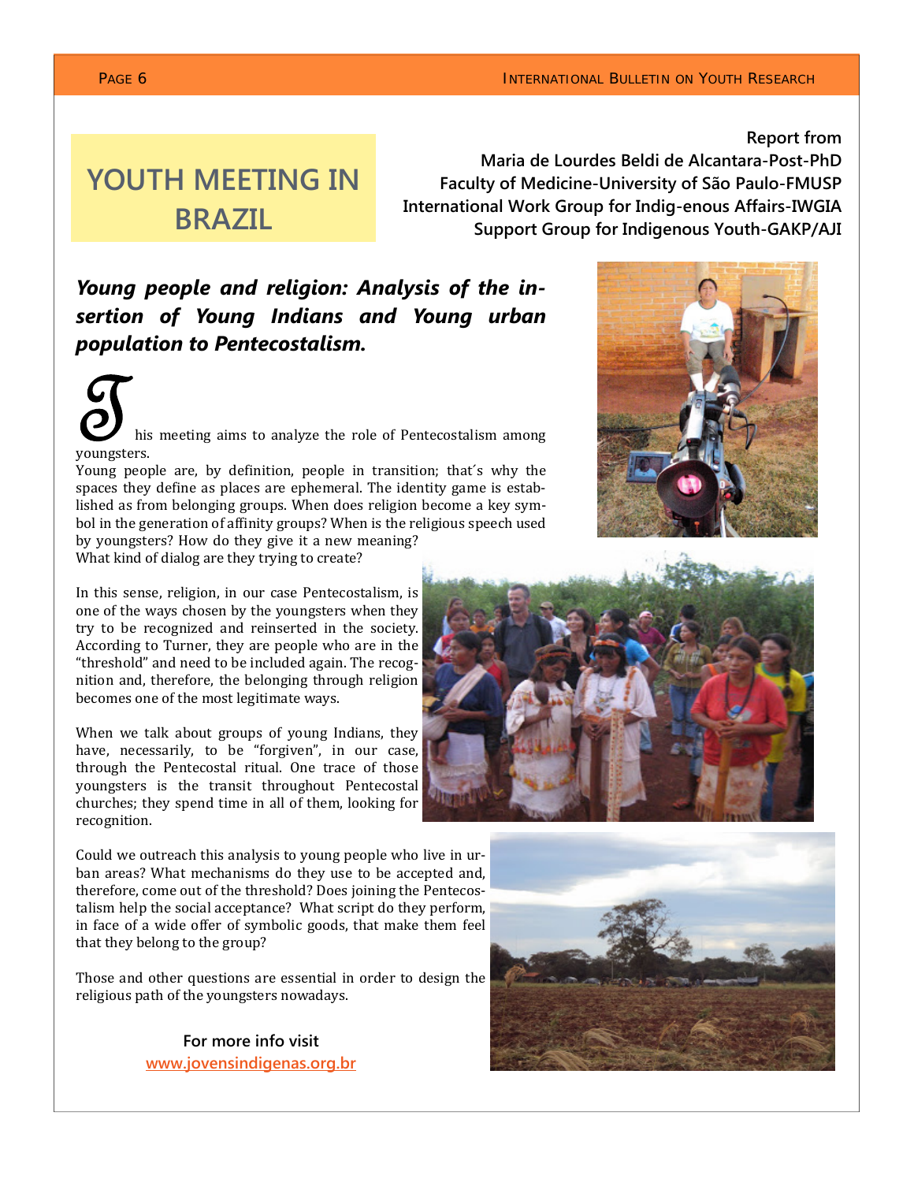# YOUTH MEETING IN BRAZIL

**Report from**
**Maria de Lourdes Beldi de Alcantara-Post-PhD**
**Faculty of Medicine-University of São Paulo-FMUSP**
**International Work Group for Indig-enous Affairs-IWGIA**
**Support Group for Indigenous Youth-GAKP/AJI**

## *Young people and religion: Analysis of the insertion of Young Indians and Young urban population to Pentecostalism.*

This meeting aims to analyze the role of Pentecostalism among youngsters.

Young people are, by definition, people in transition; that´s why the spaces they define as places are ephemeral. The identity game is established as from belonging groups. When does religion become a key symbol in the generation of affinity groups? When is the religious speech used by youngsters? How do they give it a new meaning?
What kind of dialog are they trying to create?

In this sense, religion, in our case Pentecostalism, is one of the ways chosen by the youngsters when they try to be recognized and reinserted in the society. According to Turner, they are people who are in the "threshold" and need to be included again. The recognition and, therefore, the belonging through religion becomes one of the most legitimate ways.

When we talk about groups of young Indians, they have, necessarily, to be "forgiven", in our case, through the Pentecostal ritual. One trace of those youngsters is the transit throughout Pentecostal churches; they spend time in all of them, looking for recognition.

Could we outreach this analysis to young people who live in urban areas? What mechanisms do they use to be accepted and, therefore, come out of the threshold? Does joining the Pentecostalism help the social acceptance? What script do they perform, in face of a wide offer of symbolic goods, that make them feel that they belong to the group?

Those and other questions are essential in order to design the religious path of the youngsters nowadays.

**For more info visit**
**www.jovensindigenas.org.br**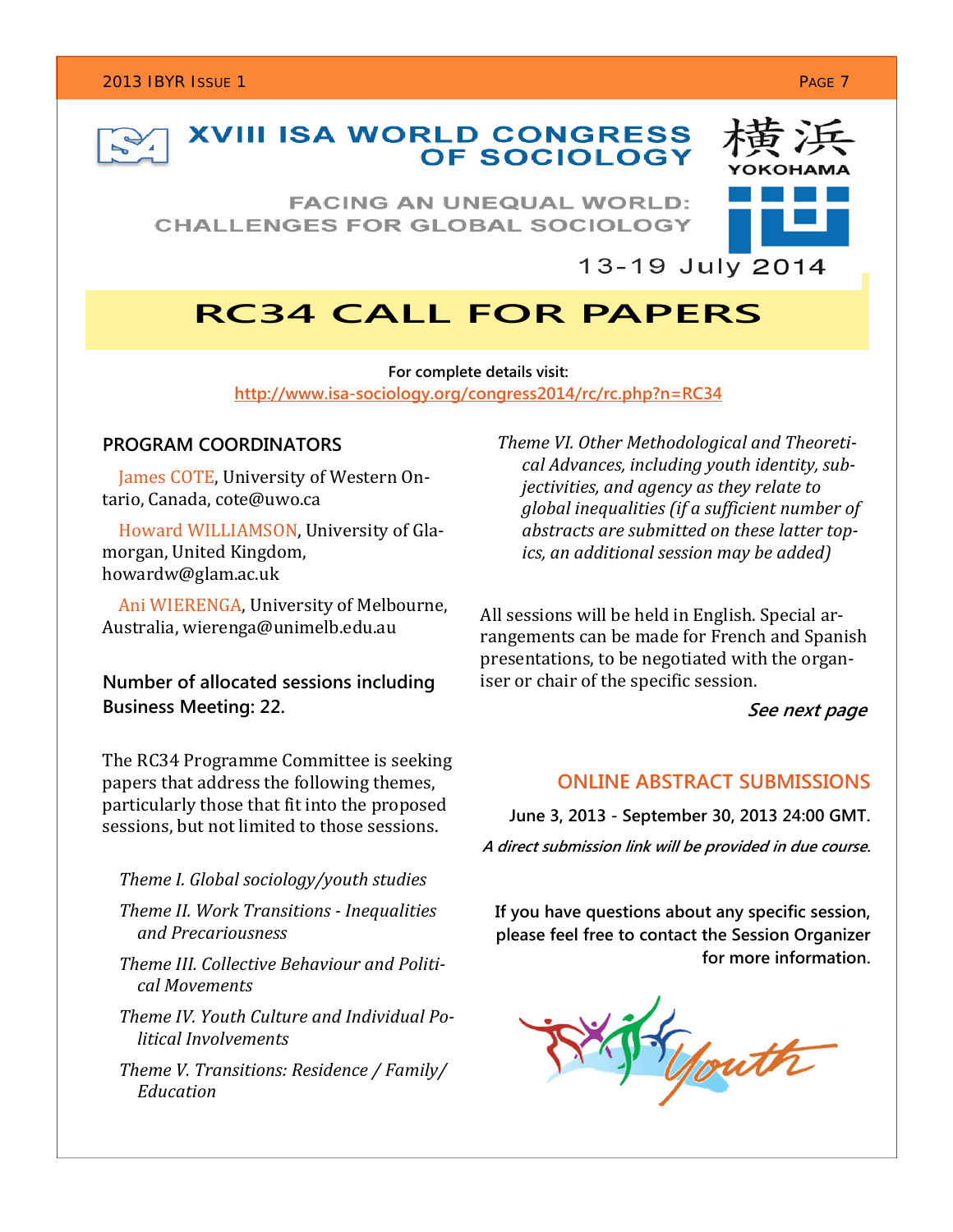# XVIII ISA WORLD CONGRESS OF SOCIOLOGY

横浜 YOKOHAMA

FACING AN UNEQUAL WORLD: CHALLENGES FOR GLOBAL SOCIOLOGY

13-19 July 2014

## RC34 CALL FOR PAPERS

**For complete details visit:**
http://www.isa-sociology.org/congress2014/rc/rc.php?n=RC34

### PROGRAM COORDINATORS

James COTE, University of Western Ontario, Canada, cote@uwo.ca

Howard WILLIAMSON, University of Glamorgan, United Kingdom, howardw@glam.ac.uk

Ani WIERENGA, University of Melbourne, Australia, wierenga@unimelb.edu.au

**Number of allocated sessions including Business Meeting: 22.**

The RC34 Programme Committee is seeking papers that address the following themes, particularly those that fit into the proposed sessions, but not limited to those sessions.

*Theme I. Global sociology/youth studies*

*Theme II. Work Transitions - Inequalities and Precariousness*

*Theme III. Collective Behaviour and Political Movements*

*Theme IV. Youth Culture and Individual Political Involvements*

*Theme V. Transitions: Residence / Family/ Education*

*Theme VI. Other Methodological and Theoretical Advances, including youth identity, subjectivities, and agency as they relate to global inequalities (if a sufficient number of abstracts are submitted on these latter topics, an additional session may be added)*

All sessions will be held in English. Special arrangements can be made for French and Spanish presentations, to be negotiated with the organiser or chair of the specific session.

***See next page***

### ONLINE ABSTRACT SUBMISSIONS

**June 3, 2013 - September 30, 2013 24:00 GMT.**

***A direct submission link will be provided in due course.***

**If you have questions about any specific session, please feel free to contact the Session Organizer for more information.**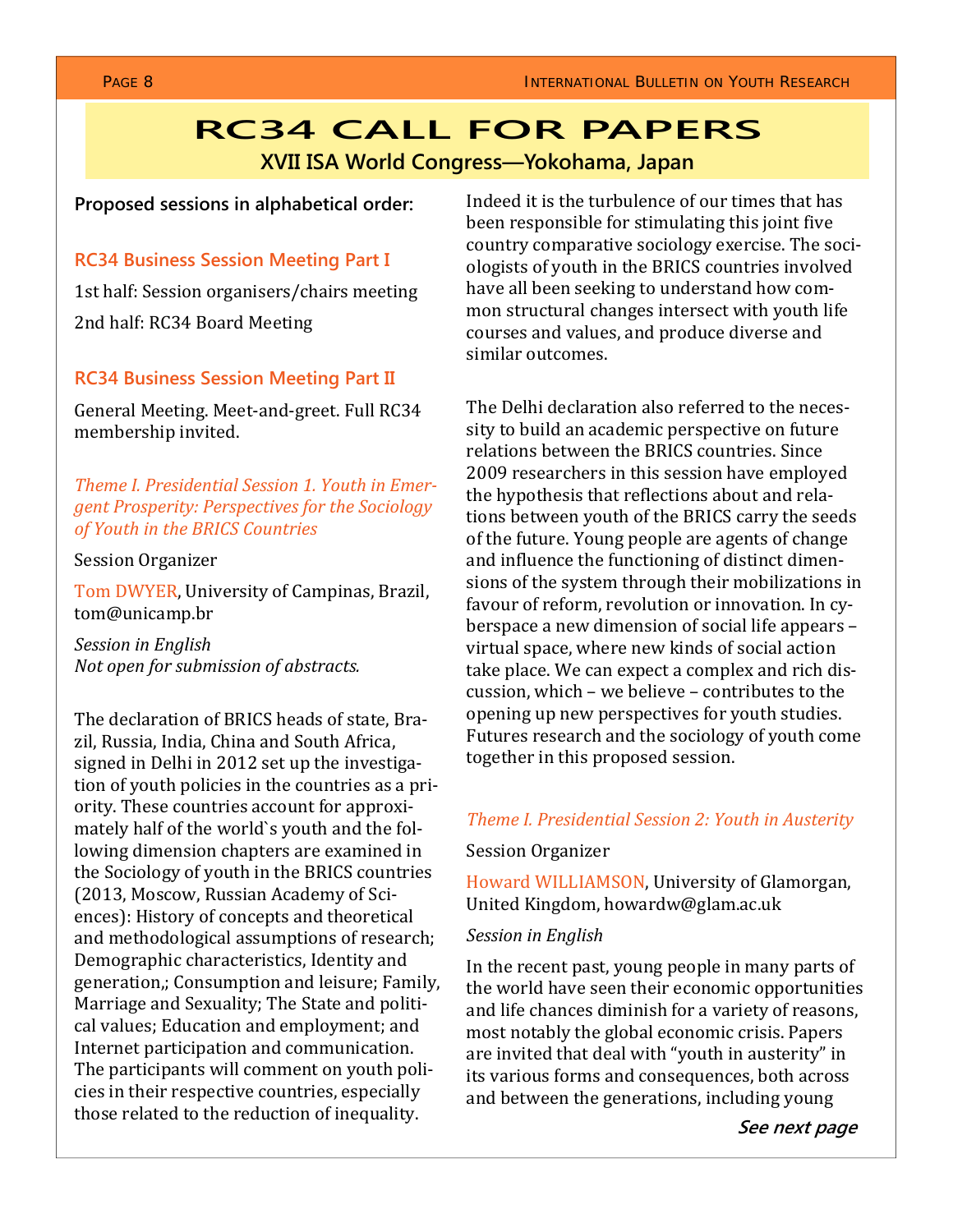# RC34 CALL FOR PAPERS

## XVII ISA World Congress—Yokohama, Japan

**Proposed sessions in alphabetical order:**

### RC34 Business Session Meeting Part I

1st half: Session organisers/chairs meeting

2nd half: RC34 Board Meeting

### RC34 Business Session Meeting Part II

General Meeting. Meet-and-greet. Full RC34 membership invited.

### *Theme I. Presidential Session 1. Youth in Emergent Prosperity: Perspectives for the Sociology of Youth in the BRICS Countries*

Session Organizer

Tom DWYER, University of Campinas, Brazil, tom@unicamp.br

*Session in English*
*Not open for submission of abstracts.*

The declaration of BRICS heads of state, Brazil, Russia, India, China and South Africa, signed in Delhi in 2012 set up the investigation of youth policies in the countries as a priority. These countries account for approximately half of the world`s youth and the following dimension chapters are examined in the Sociology of youth in the BRICS countries (2013, Moscow, Russian Academy of Sciences): History of concepts and theoretical and methodological assumptions of research; Demographic characteristics, Identity and generation,; Consumption and leisure; Family, Marriage and Sexuality; The State and political values; Education and employment; and Internet participation and communication. The participants will comment on youth policies in their respective countries, especially those related to the reduction of inequality. Indeed it is the turbulence of our times that has been responsible for stimulating this joint five country comparative sociology exercise. The sociologists of youth in the BRICS countries involved have all been seeking to understand how common structural changes intersect with youth life courses and values, and produce diverse and similar outcomes.

The Delhi declaration also referred to the necessity to build an academic perspective on future relations between the BRICS countries. Since 2009 researchers in this session have employed the hypothesis that reflections about and relations between youth of the BRICS carry the seeds of the future. Young people are agents of change and influence the functioning of distinct dimensions of the system through their mobilizations in favour of reform, revolution or innovation. In cyberspace a new dimension of social life appears – virtual space, where new kinds of social action take place. We can expect a complex and rich discussion, which – we believe – contributes to the opening up new perspectives for youth studies. Futures research and the sociology of youth come together in this proposed session.

### *Theme I. Presidential Session 2: Youth in Austerity*

Session Organizer

Howard WILLIAMSON, University of Glamorgan, United Kingdom, howardw@glam.ac.uk

*Session in English*

In the recent past, young people in many parts of the world have seen their economic opportunities and life chances diminish for a variety of reasons, most notably the global economic crisis. Papers are invited that deal with "youth in austerity" in its various forms and consequences, both across and between the generations, including young

***See next page***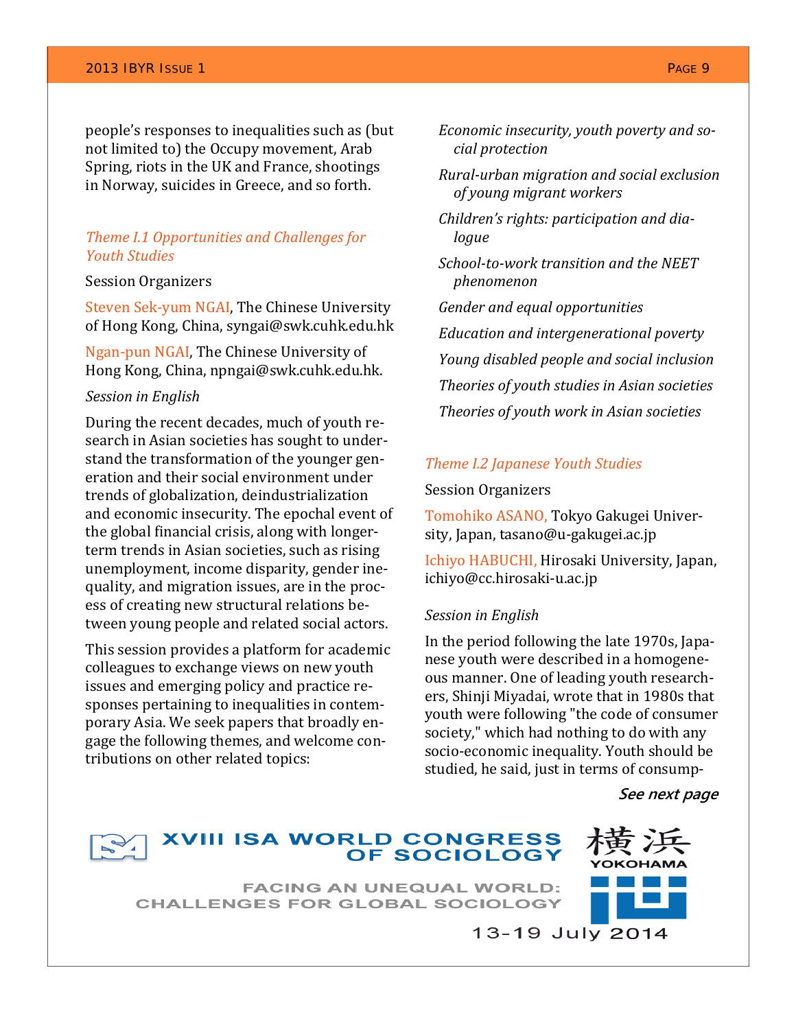people's responses to inequalities such as (but not limited to) the Occupy movement, Arab Spring, riots in the UK and France, shootings in Norway, suicides in Greece, and so forth.

### *Theme I.1 Opportunities and Challenges for Youth Studies*

Session Organizers

Steven Sek-yum NGAI, The Chinese University of Hong Kong, China, syngai@swk.cuhk.edu.hk

Ngan-pun NGAI, The Chinese University of Hong Kong, China, npngai@swk.cuhk.edu.hk.

*Session in English*

During the recent decades, much of youth research in Asian societies has sought to understand the transformation of the younger generation and their social environment under trends of globalization, deindustrialization and economic insecurity. The epochal event of the global financial crisis, along with longer-term trends in Asian societies, such as rising unemployment, income disparity, gender inequality, and migration issues, are in the process of creating new structural relations between young people and related social actors.

This session provides a platform for academic colleagues to exchange views on new youth issues and emerging policy and practice responses pertaining to inequalities in contemporary Asia. We seek papers that broadly engage the following themes, and welcome contributions on other related topics:

*Economic insecurity, youth poverty and social protection*

*Rural-urban migration and social exclusion of young migrant workers*

*Children's rights: participation and dialogue*

*School-to-work transition and the NEET phenomenon*

*Gender and equal opportunities*

*Education and intergenerational poverty*

*Young disabled people and social inclusion*

*Theories of youth studies in Asian societies*

*Theories of youth work in Asian societies*

### *Theme I.2 Japanese Youth Studies*

Session Organizers

Tomohiko ASANO, Tokyo Gakugei University, Japan, tasano@u-gakugei.ac.jp

Ichiyo HABUCHI, Hirosaki University, Japan, ichiyo@cc.hirosaki-u.ac.jp

*Session in English*

In the period following the late 1970s, Japanese youth were described in a homogeneous manner. One of leading youth researchers, Shinji Miyadai, wrote that in 1980s that youth were following "the code of consumer society," which had nothing to do with any socio-economic inequality. Youth should be studied, he said, just in terms of consump-

***See next page***

XVIII ISA WORLD CONGRESS OF SOCIOLOGY

FACING AN UNEQUAL WORLD: CHALLENGES FOR GLOBAL SOCIOLOGY

横浜 YOKOHAMA

13-19 July 2014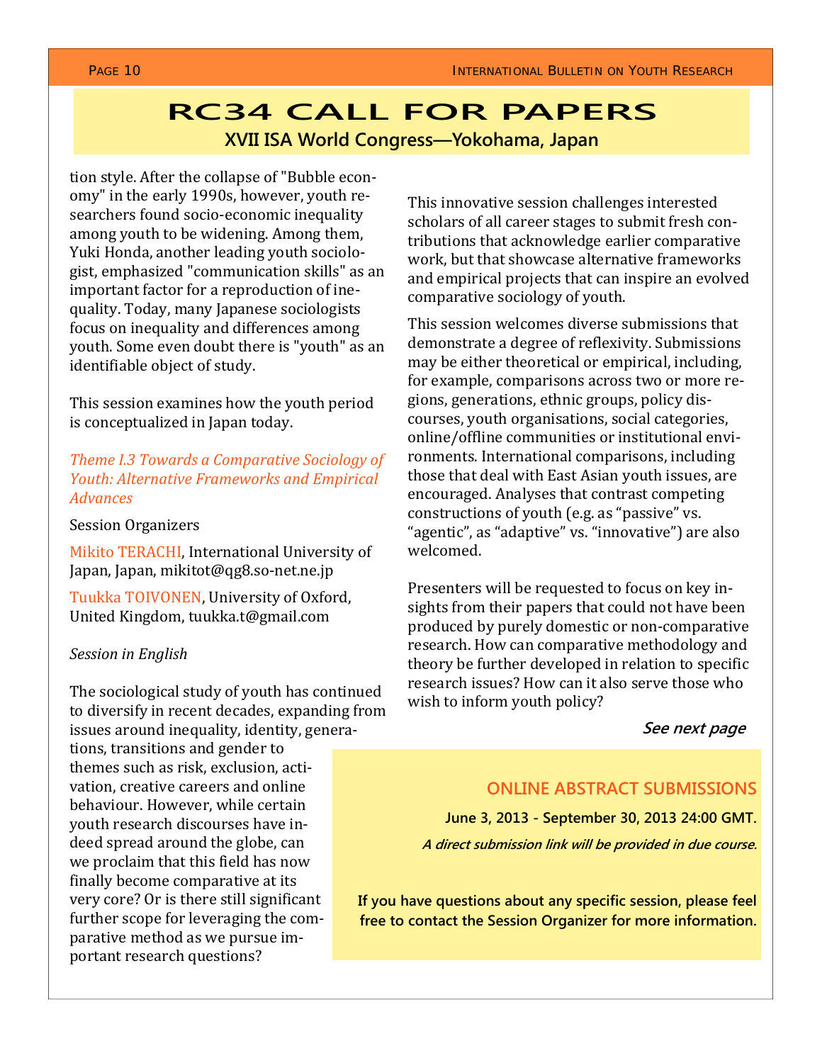# RC34 CALL FOR PAPERS

## XVII ISA World Congress—Yokohama, Japan

tion style. After the collapse of "Bubble economy" in the early 1990s, however, youth researchers found socio-economic inequality among youth to be widening. Among them, Yuki Honda, another leading youth sociologist, emphasized "communication skills" as an important factor for a reproduction of inequality. Today, many Japanese sociologists focus on inequality and differences among youth. Some even doubt there is "youth" as an identifiable object of study.

This session examines how the youth period is conceptualized in Japan today.

*Theme I.3 Towards a Comparative Sociology of Youth: Alternative Frameworks and Empirical Advances*

Session Organizers

Mikito TERACHI, International University of Japan, Japan, mikitot@qg8.so-net.ne.jp

Tuukka TOIVONEN, University of Oxford, United Kingdom, tuukka.t@gmail.com

*Session in English*

The sociological study of youth has continued to diversify in recent decades, expanding from issues around inequality, identity, generations, transitions and gender to themes such as risk, exclusion, activation, creative careers and online behaviour. However, while certain youth research discourses have indeed spread around the globe, can we proclaim that this field has now finally become comparative at its very core? Or is there still significant further scope for leveraging the comparative method as we pursue important research questions?

This innovative session challenges interested scholars of all career stages to submit fresh contributions that acknowledge earlier comparative work, but that showcase alternative frameworks and empirical projects that can inspire an evolved comparative sociology of youth.

This session welcomes diverse submissions that demonstrate a degree of reflexivity. Submissions may be either theoretical or empirical, including, for example, comparisons across two or more regions, generations, ethnic groups, policy discourses, youth organisations, social categories, online/offline communities or institutional environments. International comparisons, including those that deal with East Asian youth issues, are encouraged. Analyses that contrast competing constructions of youth (e.g. as “passive” vs. “agentic”, as “adaptive” vs. “innovative”) are also welcomed.

Presenters will be requested to focus on key insights from their papers that could not have been produced by purely domestic or non-comparative research. How can comparative methodology and theory be further developed in relation to specific research issues? How can it also serve those who wish to inform youth policy?

***See next page***

### ONLINE ABSTRACT SUBMISSIONS

**June 3, 2013 - September 30, 2013 24:00 GMT.**

***A direct submission link will be provided in due course.***

**If you have questions about any specific session, please feel free to contact the Session Organizer for more information.**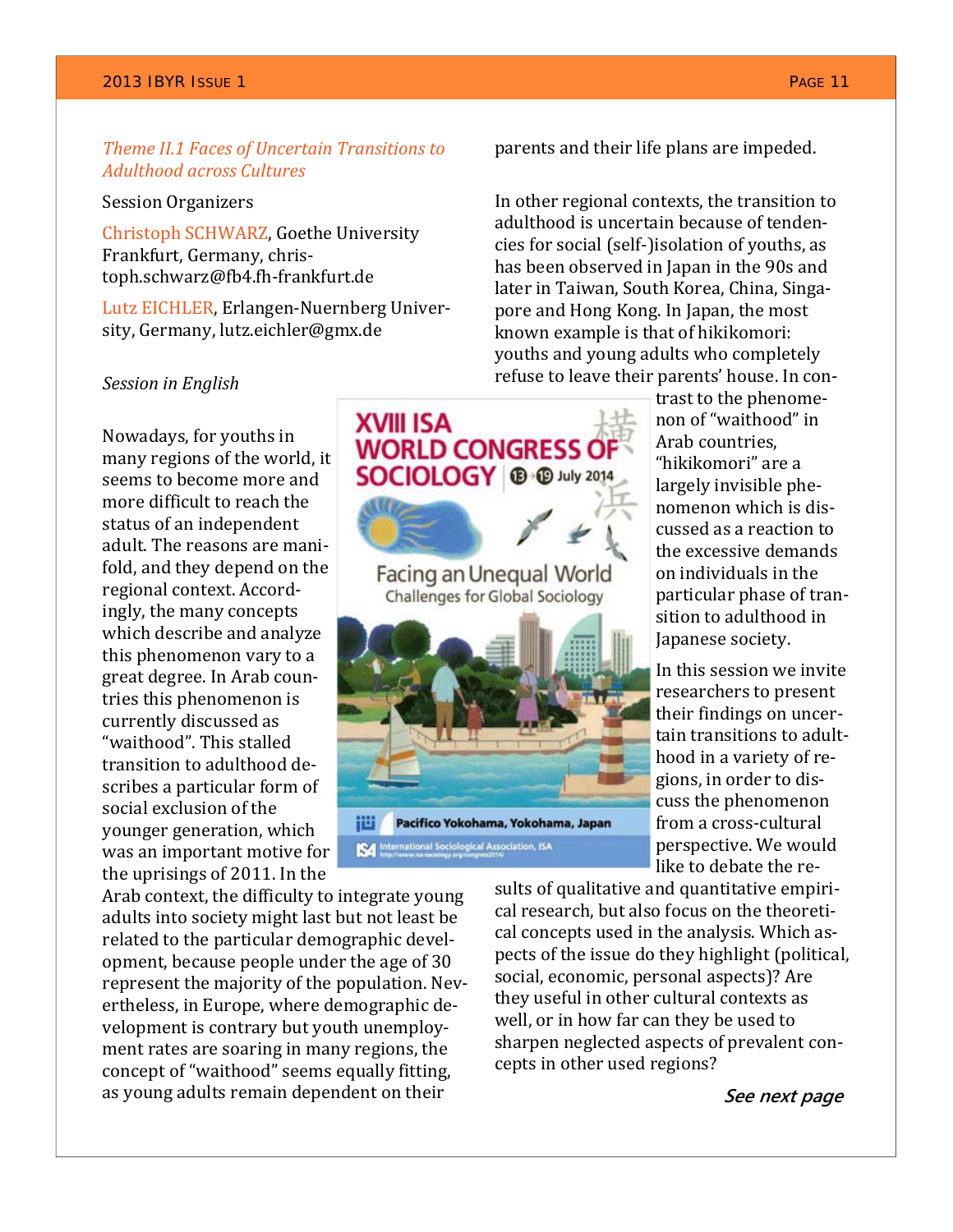*Theme II.1 Faces of Uncertain Transitions to Adulthood across Cultures*

Session Organizers

Christoph SCHWARZ, Goethe University Frankfurt, Germany, christoph.schwarz@fb4.fh-frankfurt.de

Lutz EICHLER, Erlangen-Nuernberg University, Germany, lutz.eichler@gmx.de

*Session in English*

Nowadays, for youths in many regions of the world, it seems to become more and more difficult to reach the status of an independent adult. The reasons are manifold, and they depend on the regional context. Accordingly, the many concepts which describe and analyze this phenomenon vary to a great degree. In Arab countries this phenomenon is currently discussed as "waithood". This stalled transition to adulthood describes a particular form of social exclusion of the younger generation, which was an important motive for the uprisings of 2011. In the Arab context, the difficulty to integrate young adults into society might last but not least be related to the particular demographic development, because people under the age of 30 represent the majority of the population. Nevertheless, in Europe, where demographic development is contrary but youth unemployment rates are soaring in many regions, the concept of "waithood" seems equally fitting, as young adults remain dependent on their parents and their life plans are impeded.

In other regional contexts, the transition to adulthood is uncertain because of tendencies for social (self-)isolation of youths, as has been observed in Japan in the 90s and later in Taiwan, South Korea, China, Singapore and Hong Kong. In Japan, the most known example is that of hikikomori: youths and young adults who completely refuse to leave their parents' house. In contrast to the phenomenon of "waithood" in Arab countries, "hikikomori" are a largely invisible phenomenon which is discussed as a reaction to the excessive demands on individuals in the particular phase of transition to adulthood in Japanese society.

In this session we invite researchers to present their findings on uncertain transitions to adulthood in a variety of regions, in order to discuss the phenomenon from a cross-cultural perspective. We would like to debate the results of qualitative and quantitative empirical research, but also focus on the theoretical concepts used in the analysis. Which aspects of the issue do they highlight (political, social, economic, personal aspects)? Are they useful in other cultural contexts as well, or in how far can they be used to sharpen neglected aspects of prevalent concepts in other used regions?

***See next page***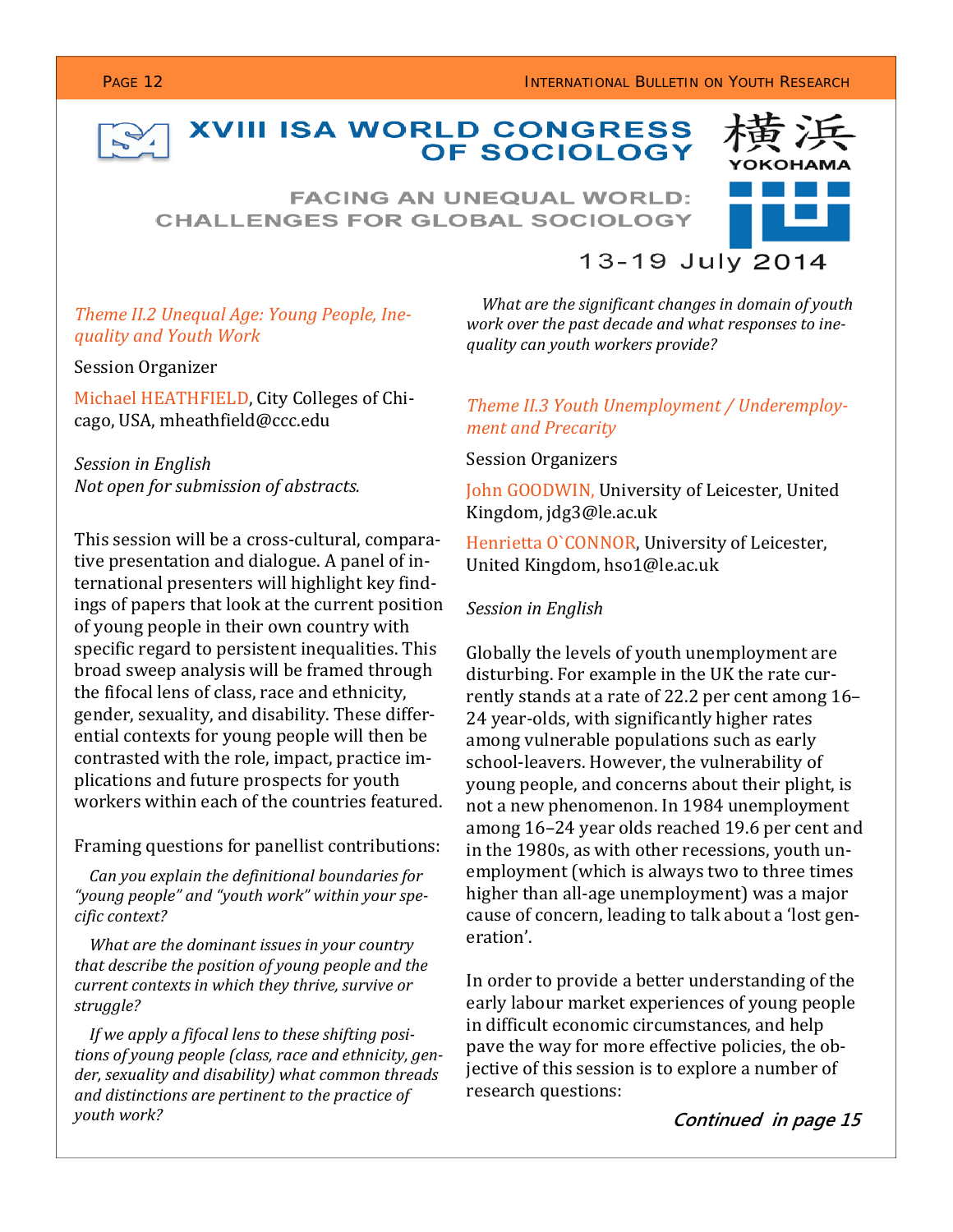# XVIII ISA WORLD CONGRESS OF SOCIOLOGY

## FACING AN UNEQUAL WORLD: CHALLENGES FOR GLOBAL SOCIOLOGY

横浜 YOKOHAMA

13-19 July 2014

### *Theme II.2 Unequal Age: Young People, Inequality and Youth Work*

Session Organizer

Michael HEATHFIELD, City Colleges of Chicago, USA, mheathfield@ccc.edu

*Session in English*
*Not open for submission of abstracts.*

This session will be a cross-cultural, comparative presentation and dialogue. A panel of international presenters will highlight key findings of papers that look at the current position of young people in their own country with specific regard to persistent inequalities. This broad sweep analysis will be framed through the fifocal lens of class, race and ethnicity, gender, sexuality, and disability. These differential contexts for young people will then be contrasted with the role, impact, practice implications and future prospects for youth workers within each of the countries featured.

Framing questions for panellist contributions:

*Can you explain the definitional boundaries for "young people" and "youth work" within your specific context?*

*What are the dominant issues in your country that describe the position of young people and the current contexts in which they thrive, survive or struggle?*

*If we apply a fifocal lens to these shifting positions of young people (class, race and ethnicity, gender, sexuality and disability) what common threads and distinctions are pertinent to the practice of youth work?*

*What are the significant changes in domain of youth work over the past decade and what responses to inequality can youth workers provide?*

### *Theme II.3 Youth Unemployment / Underemployment and Precarity*

Session Organizers

John GOODWIN, University of Leicester, United Kingdom, jdg3@le.ac.uk

Henrietta O`CONNOR, University of Leicester, United Kingdom, hso1@le.ac.uk

*Session in English*

Globally the levels of youth unemployment are disturbing. For example in the UK the rate currently stands at a rate of 22.2 per cent among 16–24 year-olds, with significantly higher rates among vulnerable populations such as early school-leavers. However, the vulnerability of young people, and concerns about their plight, is not a new phenomenon. In 1984 unemployment among 16–24 year olds reached 19.6 per cent and in the 1980s, as with other recessions, youth unemployment (which is always two to three times higher than all-age unemployment) was a major cause of concern, leading to talk about a 'lost generation'.

In order to provide a better understanding of the early labour market experiences of young people in difficult economic circumstances, and help pave the way for more effective policies, the objective of this session is to explore a number of research questions:

***Continued in page 15***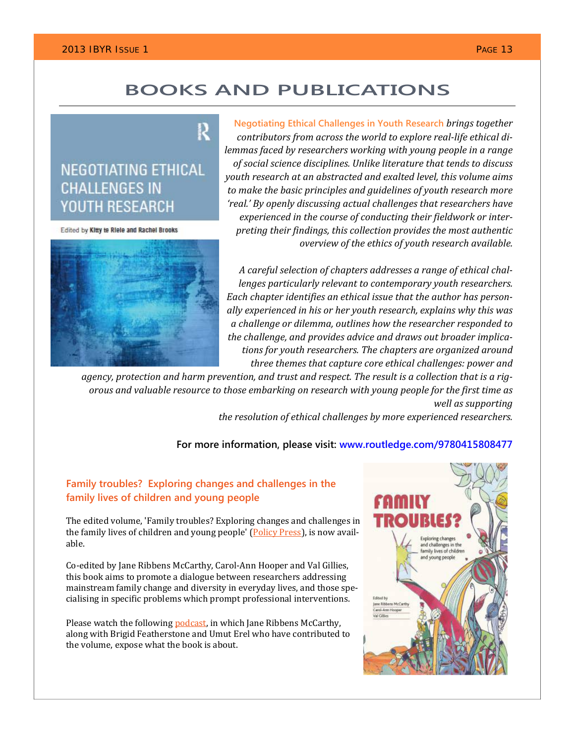# BOOKS AND PUBLICATIONS

**Negotiating Ethical Challenges in Youth Research** *brings together contributors from across the world to explore real-life ethical dilemmas faced by researchers working with young people in a range of social science disciplines. Unlike literature that tends to discuss youth research at an abstracted and exalted level, this volume aims to make the basic principles and guidelines of youth research more 'real.' By openly discussing actual challenges that researchers have experienced in the course of conducting their fieldwork or interpreting their findings, this collection provides the most authentic overview of the ethics of youth research available.*

*A careful selection of chapters addresses a range of ethical challenges particularly relevant to contemporary youth researchers. Each chapter identifies an ethical issue that the author has personally experienced in his or her youth research, explains why this was a challenge or dilemma, outlines how the researcher responded to the challenge, and provides advice and draws out broader implications for youth researchers. The chapters are organized around three themes that capture core ethical challenges: power and agency, protection and harm prevention, and trust and respect. The result is a collection that is a rigorous and valuable resource to those embarking on research with young people for the first time as well as supporting the resolution of ethical challenges by more experienced researchers.*

**For more information, please visit: www.routledge.com/9780415808477**

## Family troubles? Exploring changes and challenges in the family lives of children and young people

The edited volume, 'Family troubles? Exploring changes and challenges in the family lives of children and young people' (Policy Press), is now available.

Co-edited by Jane Ribbens McCarthy, Carol-Ann Hooper and Val Gillies, this book aims to promote a dialogue between researchers addressing mainstream family change and diversity in everyday lives, and those specialising in specific problems which prompt professional interventions.

Please watch the following podcast, in which Jane Ribbens McCarthy, along with Brigid Featherstone and Umut Erel who have contributed to the volume, expose what the book is about.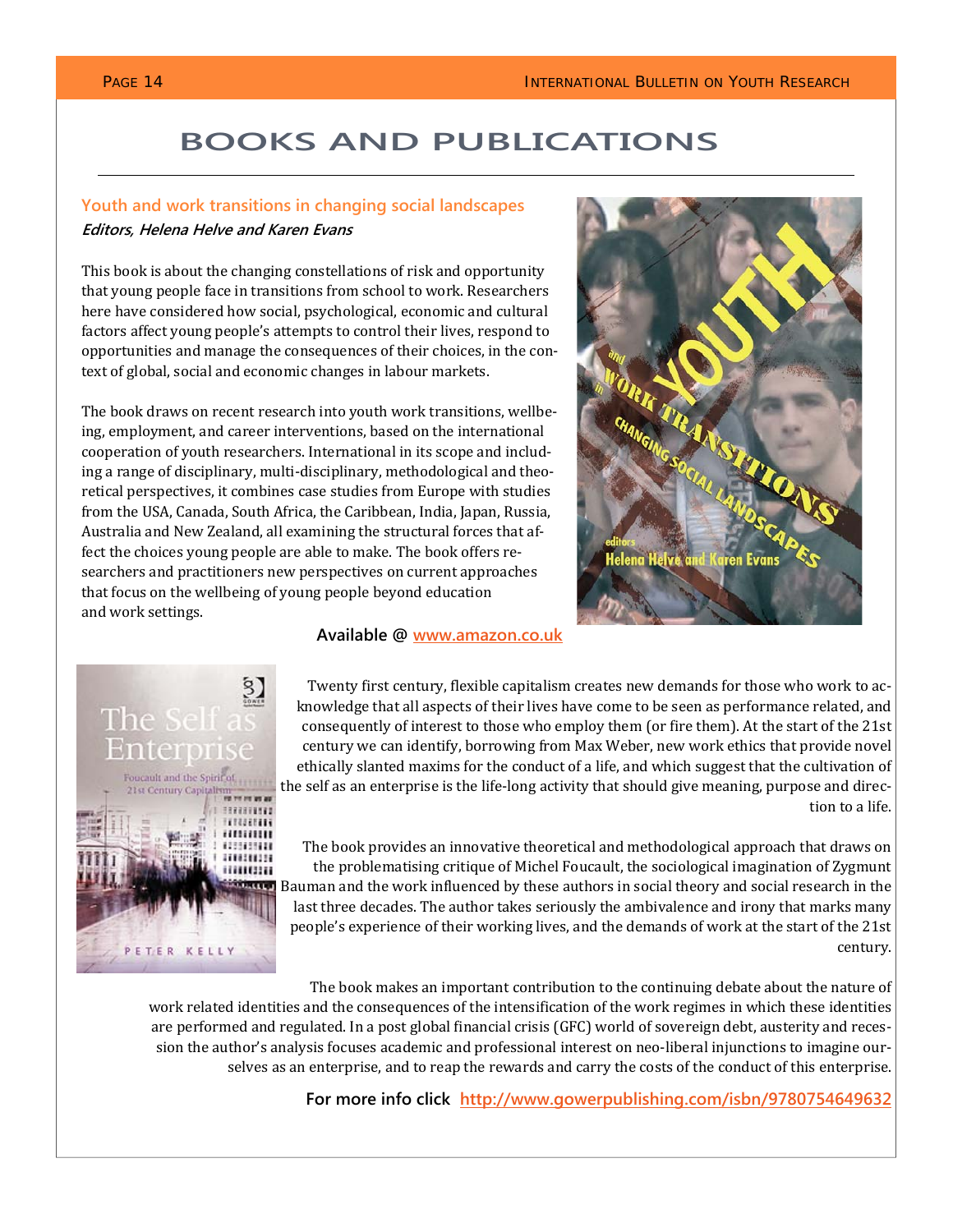# BOOKS AND PUBLICATIONS

## Youth and work transitions in changing social landscapes

***Editors, Helena Helve and Karen Evans***

This book is about the changing constellations of risk and opportunity that young people face in transitions from school to work. Researchers here have considered how social, psychological, economic and cultural factors affect young people's attempts to control their lives, respond to opportunities and manage the consequences of their choices, in the context of global, social and economic changes in labour markets.

The book draws on recent research into youth work transitions, wellbeing, employment, and career interventions, based on the international cooperation of youth researchers. International in its scope and including a range of disciplinary, multi-disciplinary, methodological and theoretical perspectives, it combines case studies from Europe with studies from the USA, Canada, South Africa, the Caribbean, India, Japan, Russia, Australia and New Zealand, all examining the structural forces that affect the choices young people are able to make. The book offers researchers and practitioners new perspectives on current approaches that focus on the wellbeing of young people beyond education and work settings.

**Available @ www.amazon.co.uk**

Twenty first century, flexible capitalism creates new demands for those who work to acknowledge that all aspects of their lives have come to be seen as performance related, and consequently of interest to those who employ them (or fire them). At the start of the 21st century we can identify, borrowing from Max Weber, new work ethics that provide novel ethically slanted maxims for the conduct of a life, and which suggest that the cultivation of the self as an enterprise is the life-long activity that should give meaning, purpose and direction to a life.

The book provides an innovative theoretical and methodological approach that draws on the problematising critique of Michel Foucault, the sociological imagination of Zygmunt Bauman and the work influenced by these authors in social theory and social research in the last three decades. The author takes seriously the ambivalence and irony that marks many people's experience of their working lives, and the demands of work at the start of the 21st century.

The book makes an important contribution to the continuing debate about the nature of work related identities and the consequences of the intensification of the work regimes in which these identities are performed and regulated. In a post global financial crisis (GFC) world of sovereign debt, austerity and recession the author's analysis focuses academic and professional interest on neo-liberal injunctions to imagine ourselves as an enterprise, and to reap the rewards and carry the costs of the conduct of this enterprise.

**For more info click http://www.gowerpublishing.com/isbn/9780754649632**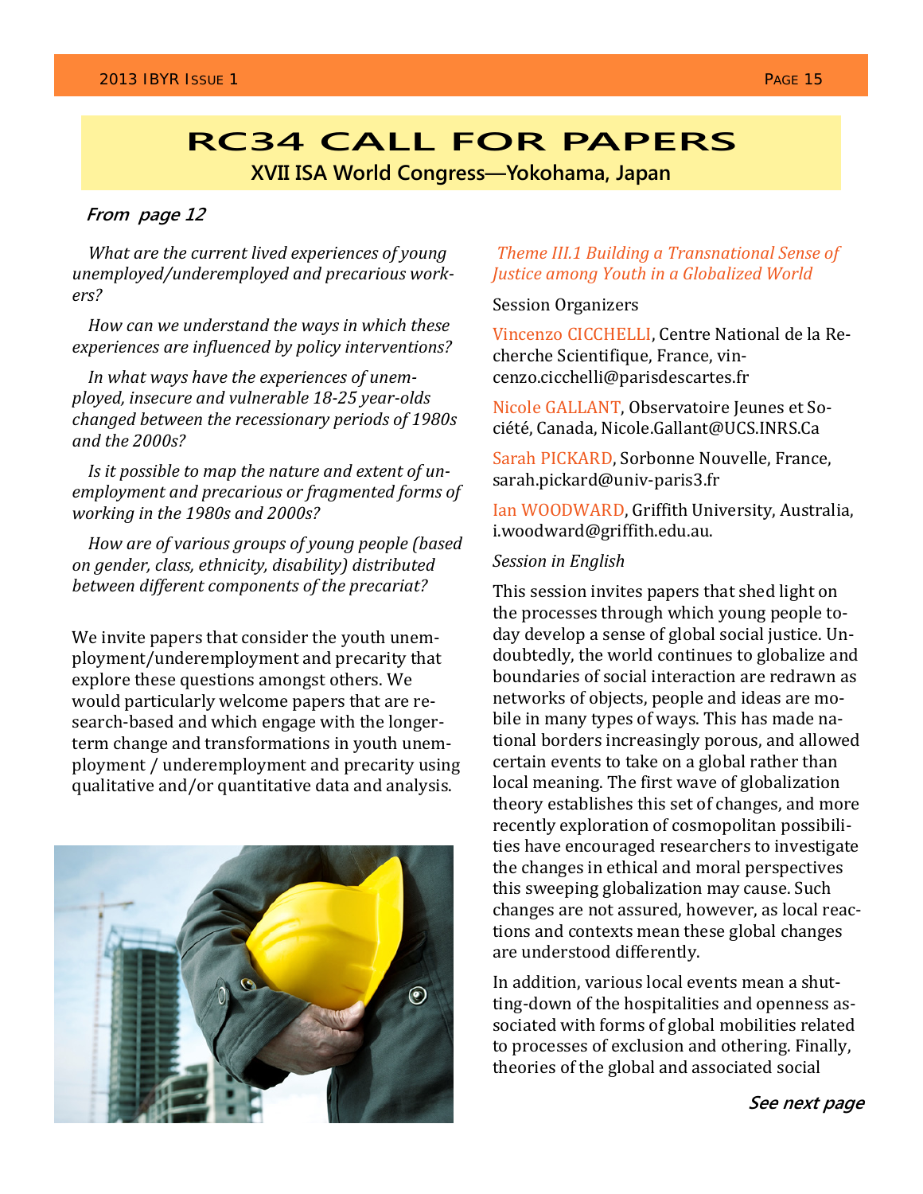# RC34 CALL FOR PAPERS

**XVII ISA World Congress—Yokohama, Japan**

***From page 12***

*What are the current lived experiences of young unemployed/underemployed and precarious workers?*

*How can we understand the ways in which these experiences are influenced by policy interventions?*

*In what ways have the experiences of unemployed, insecure and vulnerable 18-25 year-olds changed between the recessionary periods of 1980s and the 2000s?*

*Is it possible to map the nature and extent of unemployment and precarious or fragmented forms of working in the 1980s and 2000s?*

*How are of various groups of young people (based on gender, class, ethnicity, disability) distributed between different components of the precariat?*

We invite papers that consider the youth unemployment/underemployment and precarity that explore these questions amongst others. We would particularly welcome papers that are research-based and which engage with the longer-term change and transformations in youth unemployment / underemployment and precarity using qualitative and/or quantitative data and analysis.

*Theme III.1 Building a Transnational Sense of Justice among Youth in a Globalized World*

Session Organizers

Vincenzo CICCHELLI, Centre National de la Recherche Scientifique, France, vincenzo.cicchelli@parisdescartes.fr

Nicole GALLANT, Observatoire Jeunes et Société, Canada, Nicole.Gallant@UCS.INRS.Ca

Sarah PICKARD, Sorbonne Nouvelle, France, sarah.pickard@univ-paris3.fr

Ian WOODWARD, Griffith University, Australia, i.woodward@griffith.edu.au.

*Session in English*

This session invites papers that shed light on the processes through which young people today develop a sense of global social justice. Undoubtedly, the world continues to globalize and boundaries of social interaction are redrawn as networks of objects, people and ideas are mobile in many types of ways. This has made national borders increasingly porous, and allowed certain events to take on a global rather than local meaning. The first wave of globalization theory establishes this set of changes, and more recently exploration of cosmopolitan possibilities have encouraged researchers to investigate the changes in ethical and moral perspectives this sweeping globalization may cause. Such changes are not assured, however, as local reactions and contexts mean these global changes are understood differently.

In addition, various local events mean a shutting-down of the hospitalities and openness associated with forms of global mobilities related to processes of exclusion and othering. Finally, theories of the global and associated social

***See next page***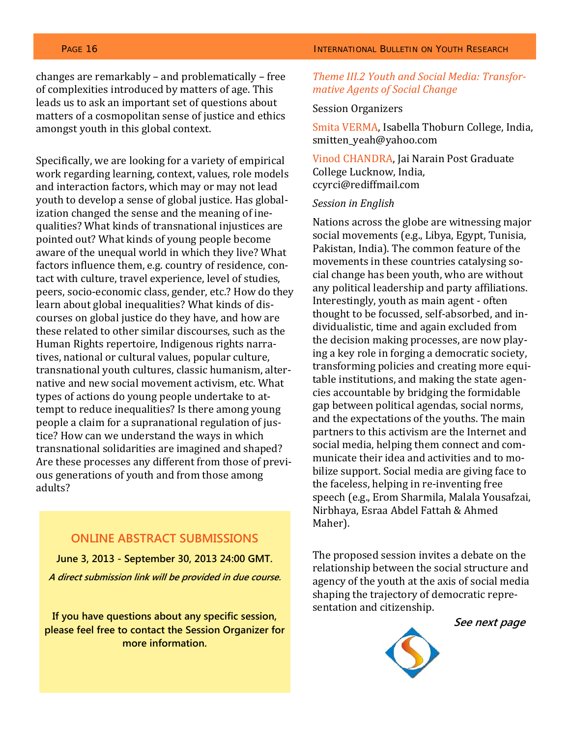changes are remarkably – and problematically – free of complexities introduced by matters of age. This leads us to ask an important set of questions about matters of a cosmopolitan sense of justice and ethics amongst youth in this global context.

Specifically, we are looking for a variety of empirical work regarding learning, context, values, role models and interaction factors, which may or may not lead youth to develop a sense of global justice. Has globalization changed the sense and the meaning of inequalities? What kinds of transnational injustices are pointed out? What kinds of young people become aware of the unequal world in which they live? What factors influence them, e.g. country of residence, contact with culture, travel experience, level of studies, peers, socio-economic class, gender, etc.? How do they learn about global inequalities? What kinds of discourses on global justice do they have, and how are these related to other similar discourses, such as the Human Rights repertoire, Indigenous rights narratives, national or cultural values, popular culture, transnational youth cultures, classic humanism, alternative and new social movement activism, etc. What types of actions do young people undertake to attempt to reduce inequalities? Is there among young people a claim for a supranational regulation of justice? How can we understand the ways in which transnational solidarities are imagined and shaped? Are these processes any different from those of previous generations of youth and from those among adults?

**ONLINE ABSTRACT SUBMISSIONS**

**June 3, 2013 - September 30, 2013 24:00 GMT.**

***A direct submission link will be provided in due course.***

**If you have questions about any specific session, please feel free to contact the Session Organizer for more information.**

### *Theme III.2 Youth and Social Media: Transformative Agents of Social Change*

Session Organizers

Smita VERMA, Isabella Thoburn College, India, smitten_yeah@yahoo.com

Vinod CHANDRA, Jai Narain Post Graduate College Lucknow, India, ccyrci@rediffmail.com

*Session in English*

Nations across the globe are witnessing major social movements (e.g., Libya, Egypt, Tunisia, Pakistan, India). The common feature of the movements in these countries catalysing social change has been youth, who are without any political leadership and party affiliations. Interestingly, youth as main agent - often thought to be focussed, self-absorbed, and individualistic, time and again excluded from the decision making processes, are now playing a key role in forging a democratic society, transforming policies and creating more equitable institutions, and making the state agencies accountable by bridging the formidable gap between political agendas, social norms, and the expectations of the youths. The main partners to this activism are the Internet and social media, helping them connect and communicate their idea and activities and to mobilize support. Social media are giving face to the faceless, helping in re-inventing free speech (e.g., Erom Sharmila, Malala Yousafzai, Nirbhaya, Esraa Abdel Fattah & Ahmed Maher).

The proposed session invites a debate on the relationship between the social structure and agency of the youth at the axis of social media shaping the trajectory of democratic representation and citizenship.

***See next page***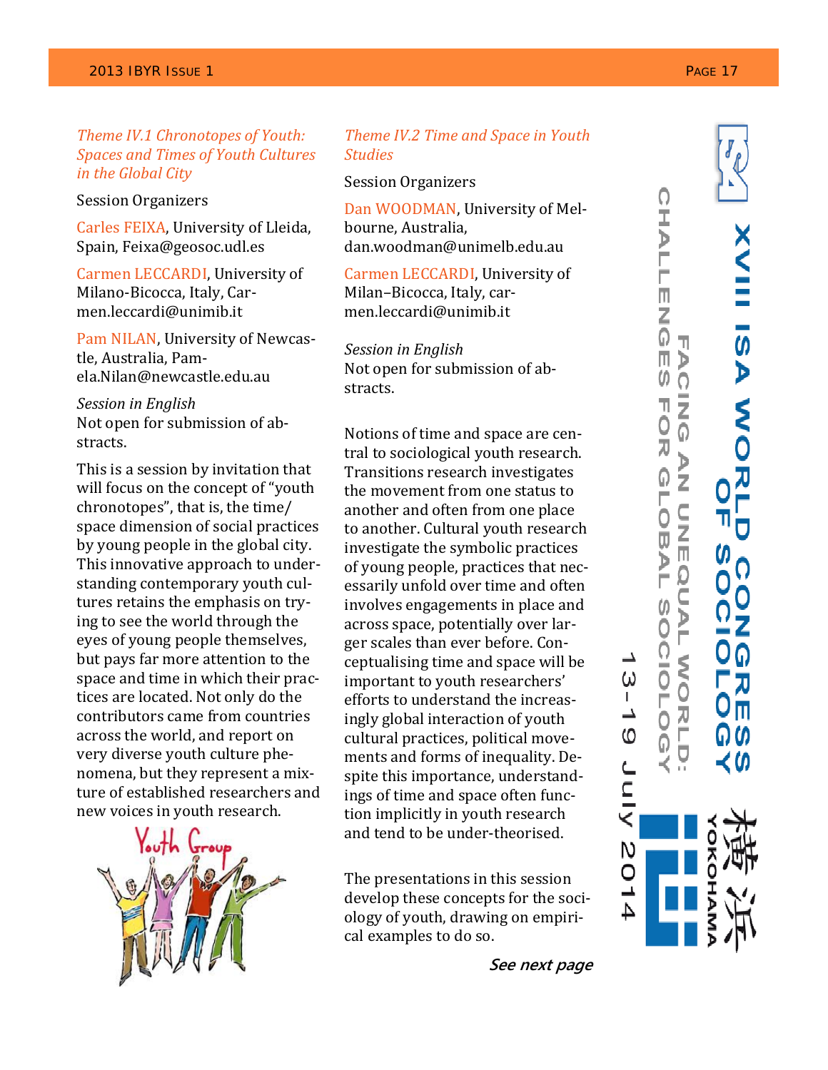### *Theme IV.1 Chronotopes of Youth: Spaces and Times of Youth Cultures in the Global City*

Session Organizers

Carles FEIXA, University of Lleida, Spain, Feixa@geosoc.udl.es

Carmen LECCARDI, University of Milano-Bicocca, Italy, Carmen.leccardi@unimib.it

Pam NILAN, University of Newcastle, Australia, Pamela.Nilan@newcastle.edu.au

*Session in English*
Not open for submission of abstracts.

This is a session by invitation that will focus on the concept of "youth chronotopes", that is, the time/space dimension of social practices by young people in the global city. This innovative approach to understanding contemporary youth cultures retains the emphasis on trying to see the world through the eyes of young people themselves, but pays far more attention to the space and time in which their practices are located. Not only do the contributors came from countries across the world, and report on very diverse youth culture phenomena, but they represent a mixture of established researchers and new voices in youth research.

### *Theme IV.2 Time and Space in Youth Studies*

Session Organizers

Dan WOODMAN, University of Melbourne, Australia, dan.woodman@unimelb.edu.au

Carmen LECCARDI, University of Milan–Bicocca, Italy, carmen.leccardi@unimib.it

*Session in English*
Not open for submission of abstracts.

Notions of time and space are central to sociological youth research. Transitions research investigates the movement from one status to another and often from one place to another. Cultural youth research investigate the symbolic practices of young people, practices that necessarily unfold over time and often involves engagements in place and across space, potentially over larger scales than ever before. Conceptualising time and space will be important to youth researchers' efforts to understand the increasingly global interaction of youth cultural practices, political movements and forms of inequality. Despite this importance, understandings of time and space often function implicitly in youth research and tend to be under-theorised.

The presentations in this session develop these concepts for the sociology of youth, drawing on empirical examples to do so.

***See next page***

XVIII ISA WORLD CONGRESS OF SOCIOLOGY
FACING AN UNEQUAL WORLD: CHALLENGES FOR GLOBAL SOCIOLOGY
13-19 July 2014
横浜 YOKOHAMA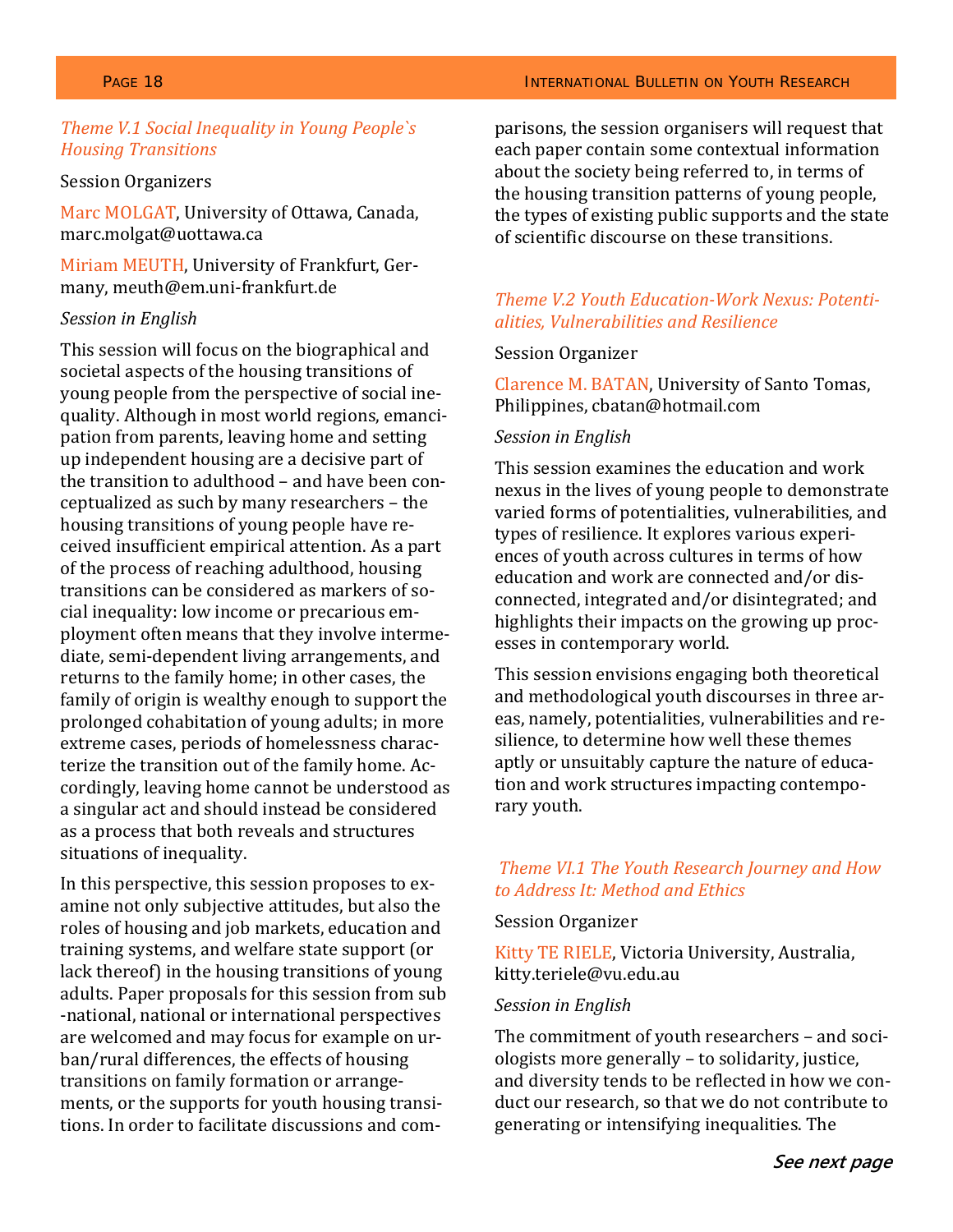### *Theme V.1 Social Inequality in Young People`s Housing Transitions*

Session Organizers

Marc MOLGAT, University of Ottawa, Canada, marc.molgat@uottawa.ca

Miriam MEUTH, University of Frankfurt, Germany, meuth@em.uni-frankfurt.de

*Session in English*

This session will focus on the biographical and societal aspects of the housing transitions of young people from the perspective of social inequality. Although in most world regions, emancipation from parents, leaving home and setting up independent housing are a decisive part of the transition to adulthood – and have been conceptualized as such by many researchers – the housing transitions of young people have received insufficient empirical attention. As a part of the process of reaching adulthood, housing transitions can be considered as markers of social inequality: low income or precarious employment often means that they involve intermediate, semi-dependent living arrangements, and returns to the family home; in other cases, the family of origin is wealthy enough to support the prolonged cohabitation of young adults; in more extreme cases, periods of homelessness characterize the transition out of the family home. Accordingly, leaving home cannot be understood as a singular act and should instead be considered as a process that both reveals and structures situations of inequality.

In this perspective, this session proposes to examine not only subjective attitudes, but also the roles of housing and job markets, education and training systems, and welfare state support (or lack thereof) in the housing transitions of young adults. Paper proposals for this session from sub-national, national or international perspectives are welcomed and may focus for example on urban/rural differences, the effects of housing transitions on family formation or arrangements, or the supports for youth housing transitions. In order to facilitate discussions and comparisons, the session organisers will request that each paper contain some contextual information about the society being referred to, in terms of the housing transition patterns of young people, the types of existing public supports and the state of scientific discourse on these transitions.

### *Theme V.2 Youth Education-Work Nexus: Potentialities, Vulnerabilities and Resilience*

Session Organizer

Clarence M. BATAN, University of Santo Tomas, Philippines, cbatan@hotmail.com

*Session in English*

This session examines the education and work nexus in the lives of young people to demonstrate varied forms of potentialities, vulnerabilities, and types of resilience. It explores various experiences of youth across cultures in terms of how education and work are connected and/or disconnected, integrated and/or disintegrated; and highlights their impacts on the growing up processes in contemporary world.

This session envisions engaging both theoretical and methodological youth discourses in three areas, namely, potentialities, vulnerabilities and resilience, to determine how well these themes aptly or unsuitably capture the nature of education and work structures impacting contemporary youth.

### *Theme VI.1 The Youth Research Journey and How to Address It: Method and Ethics*

Session Organizer

Kitty TE RIELE, Victoria University, Australia, kitty.teriele@vu.edu.au

*Session in English*

The commitment of youth researchers – and sociologists more generally – to solidarity, justice, and diversity tends to be reflected in how we conduct our research, so that we do not contribute to generating or intensifying inequalities. The

***See next page***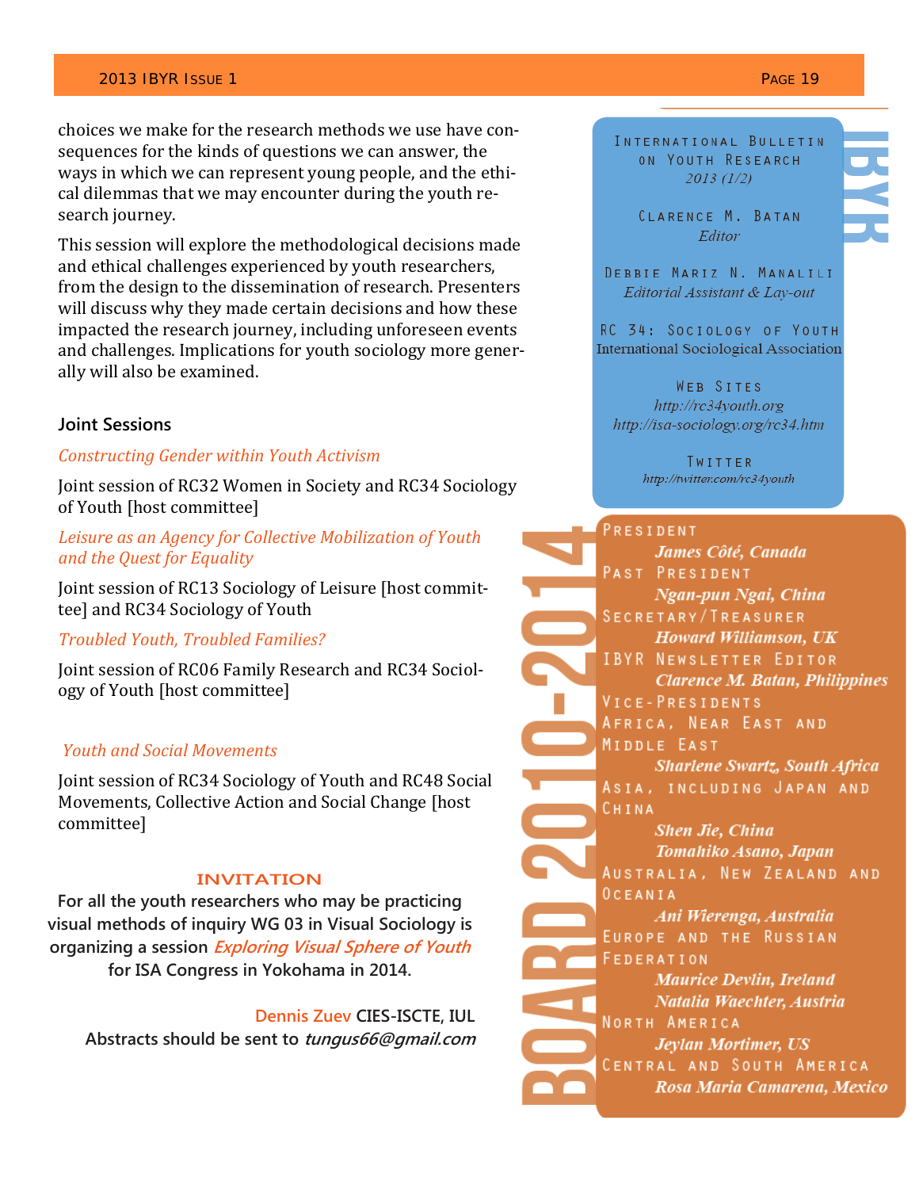choices we make for the research methods we use have consequences for the kinds of questions we can answer, the ways in which we can represent young people, and the ethical dilemmas that we may encounter during the youth research journey.

This session will explore the methodological decisions made and ethical challenges experienced by youth researchers, from the design to the dissemination of research. Presenters will discuss why they made certain decisions and how these impacted the research journey, including unforeseen events and challenges. Implications for youth sociology more generally will also be examined.

### Joint Sessions

*Constructing Gender within Youth Activism*

Joint session of RC32 Women in Society and RC34 Sociology of Youth [host committee]

*Leisure as an Agency for Collective Mobilization of Youth and the Quest for Equality*

Joint session of RC13 Sociology of Leisure [host committee] and RC34 Sociology of Youth

*Troubled Youth, Troubled Families?*

Joint session of RC06 Family Research and RC34 Sociology of Youth [host committee]

*Youth and Social Movements*

Joint session of RC34 Sociology of Youth and RC48 Social Movements, Collective Action and Social Change [host committee]

### INVITATION

**For all the youth researchers who may be practicing visual methods of inquiry WG 03 in Visual Sociology is organizing a session *Exploring Visual Sphere of Youth* for ISA Congress in Yokohama in 2014.**

**Dennis Zuev CIES-ISCTE, IUL**
**Abstracts should be sent to *tungus66@gmail.com***

---

IBYR

International Bulletin on Youth Research
*2013 (1/2)*

Clarence M. Batan
*Editor*

Debbie Mariz N. Manalili
*Editorial Assistant & Lay-out*

RC 34: Sociology of Youth
International Sociological Association

Web Sites
*http://rc34youth.org*
*http://isa-sociology.org/rc34.htm*

Twitter
*http://twitter.com/rc34youth*

---

BOARD 2010-2014

President
***James Côté, Canada***

Past President
***Ngan-pun Ngai, China***

Secretary/Treasurer
***Howard Williamson, UK***

IBYR Newsletter Editor
***Clarence M. Batan, Philippines***

Vice-Presidents

Africa, Near East and Middle East
***Sharlene Swartz, South Africa***

Asia, including Japan and China
***Shen Jie, China***
***Tomahiko Asano, Japan***

Australia, New Zealand and Oceania
***Ani Wierenga, Australia***

Europe and the Russian Federation
***Maurice Devlin, Ireland***
***Natalia Waechter, Austria***

North America
***Jeylan Mortimer, US***

Central and South America
***Rosa Maria Camarena, Mexico***